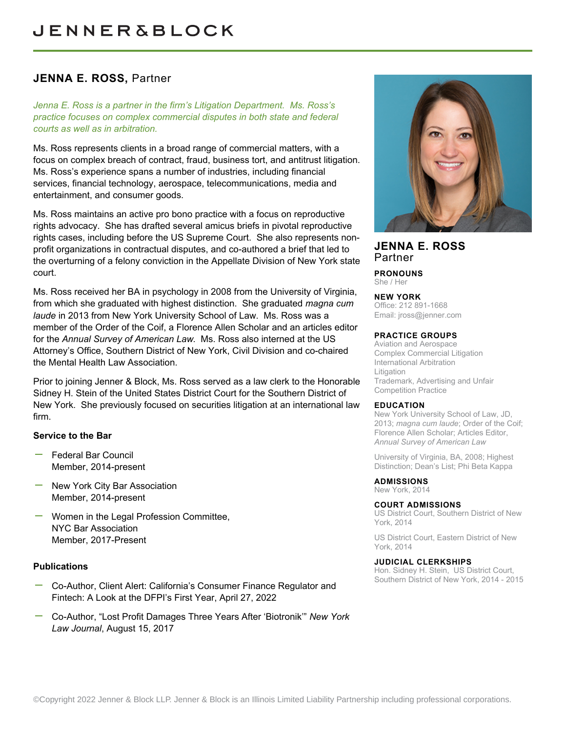JENNER&BLOCK

## JENNA E. ROSS, Partner

*Jenna E. Ross is a partner in the firm's Litigation Department. Ms. Ross's practice focuses on complex commercial disputes in both state and federal courts as well as in arbitration.*

Ms. Ross represents clients in a broad range of commercial matters, with a focus on complex breach of contract, fraud, business tort, and antitrust litigation. Ms. Ross's experience spans a number of industries, including financial services, financial technology, aerospace, telecommunications, media and entertainment, and consumer goods.

Ms. Ross maintains an active pro bono practice with a focus on reproductive rights advocacy. She has drafted several amicus briefs in pivotal reproductive rights cases, including before the US Supreme Court. She also represents non-profit organizations in contractual disputes, and co-authored a brief that led to the overturning of a felony conviction in the Appellate Division of New York state court.

Ms. Ross received her BA in psychology in 2008 from the University of Virginia, from which she graduated with highest distinction. She graduated *magna cum laude* in 2013 from New York University School of Law. Ms. Ross was a member of the Order of the Coif, a Florence Allen Scholar and an articles editor for the *Annual Survey of American Law*. Ms. Ross also interned at the US Attorney's Office, Southern District of New York, Civil Division and co-chaired the Mental Health Law Association.

Prior to joining Jenner & Block, Ms. Ross served as a law clerk to the Honorable Sidney H. Stein of the United States District Court for the Southern District of New York. She previously focused on securities litigation at an international law firm.

### Service to the Bar

- Federal Bar Council
  Member, 2014-present
- New York City Bar Association
  Member, 2014-present
- Women in the Legal Profession Committee,
  NYC Bar Association
  Member, 2017-Present

### Publications

- Co-Author, Client Alert: California's Consumer Finance Regulator and Fintech: A Look at the DFPI's First Year, April 27, 2022
- Co-Author, "Lost Profit Damages Three Years After 'Biotronik'" *New York Law Journal*, August 15, 2017

**JENNA E. ROSS**
Partner

**PRONOUNS**
She / Her

**NEW YORK**
Office: 212 891-1668
Email: jross@jenner.com

**PRACTICE GROUPS**
Aviation and Aerospace
Complex Commercial Litigation
International Arbitration
Litigation
Trademark, Advertising and Unfair Competition Practice

**EDUCATION**
New York University School of Law, JD, 2013; *magna cum laude*; Order of the Coif; Florence Allen Scholar; Articles Editor, *Annual Survey of American Law*

University of Virginia, BA, 2008; Highest Distinction; Dean's List; Phi Beta Kappa

**ADMISSIONS**
New York, 2014

**COURT ADMISSIONS**
US District Court, Southern District of New York, 2014

US District Court, Eastern District of New York, 2014

**JUDICIAL CLERKSHIPS**
Hon. Sidney H. Stein, US District Court, Southern District of New York, 2014 - 2015

©Copyright 2022 Jenner & Block LLP. Jenner & Block is an Illinois Limited Liability Partnership including professional corporations.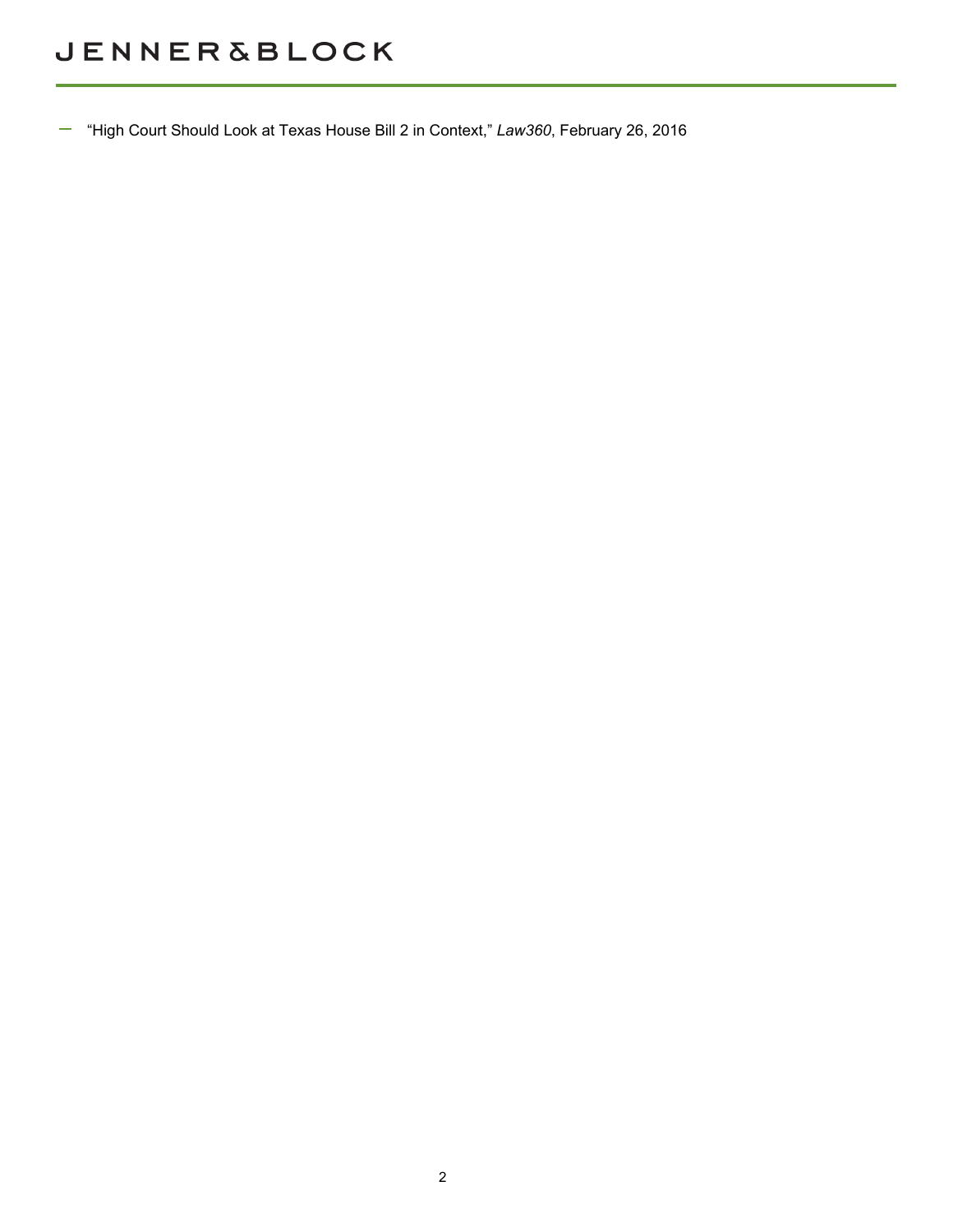- "High Court Should Look at Texas House Bill 2 in Context," *Law360*, February 26, 2016